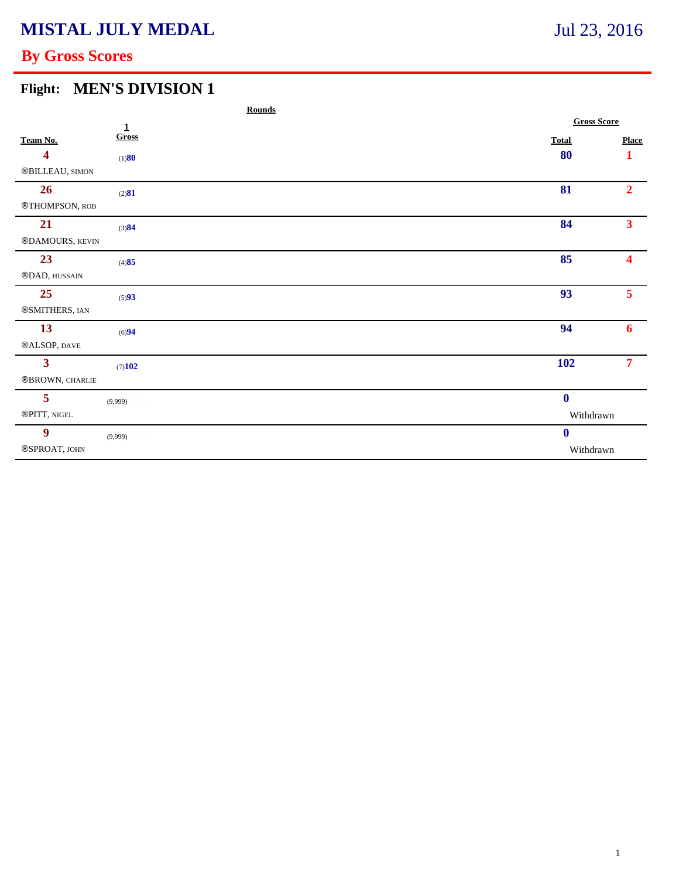# MISTAL JULY MEDAL

Jul 23, 2016

## By Gross Scores

### Flight: MEN'S DIVISION 1

| Team No. | Rounds 1 Gross | Gross Score Total | Gross Score Place |
|---|---|---|---|
| 4<br>®BILLEAU, SIMON | (1)80 | 80 | 1 |
| 26<br>®THOMPSON, ROB | (2)81 | 81 | 2 |
| 21<br>®DAMOURS, KEVIN | (3)84 | 84 | 3 |
| 23<br>®DAD, HUSSAIN | (4)85 | 85 | 4 |
| 25<br>®SMITHERS, IAN | (5)93 | 93 | 5 |
| 13<br>®ALSOP, DAVE | (6)94 | 94 | 6 |
| 3<br>®BROWN, CHARLIE | (7)102 | 102 | 7 |
| 5<br>®PITT, NIGEL | (9,999) | 0<br>Withdrawn | |
| 9<br>®SPROAT, JOHN | (9,999) | 0<br>Withdrawn | |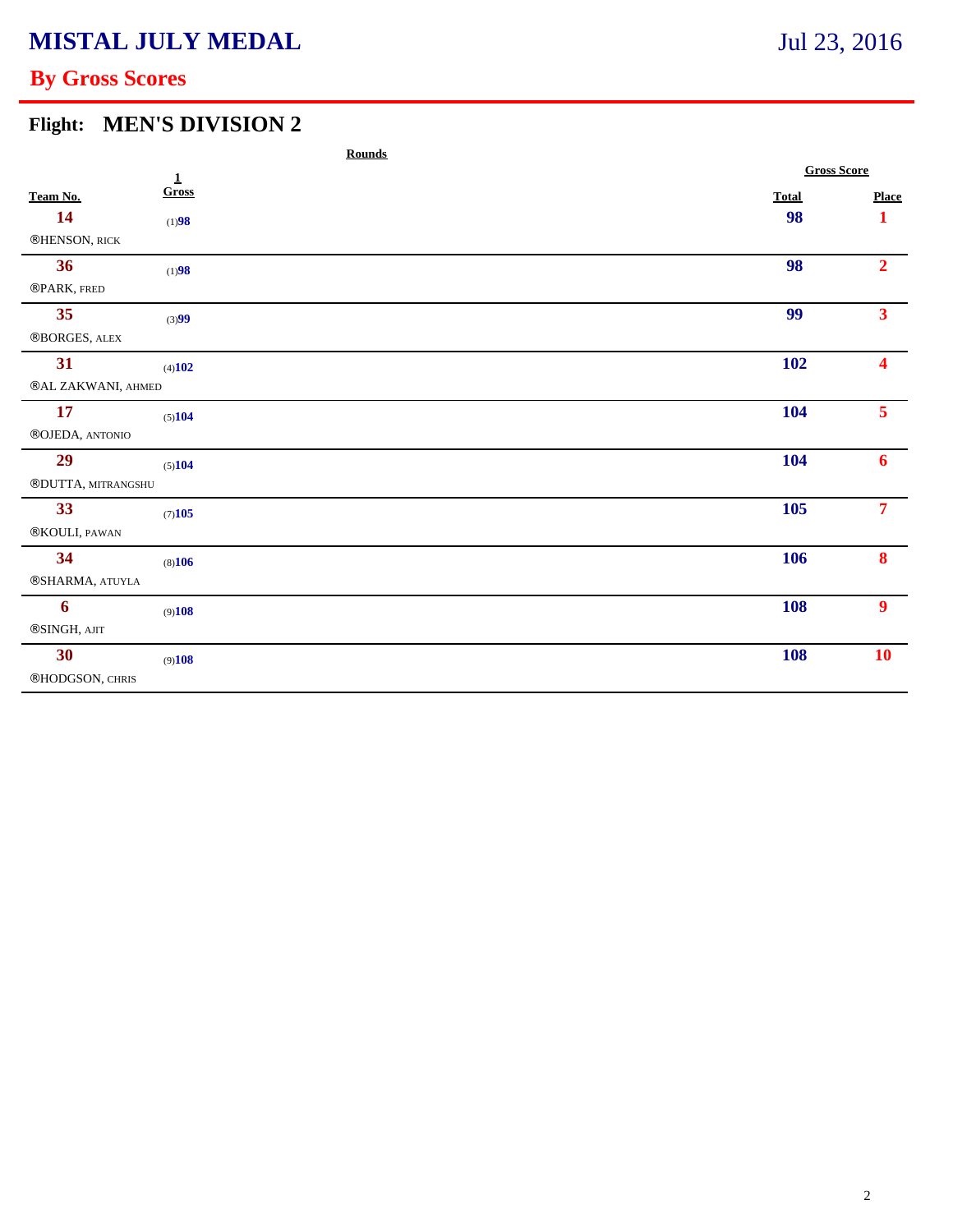# MISTAL JULY MEDAL

Jul 23, 2016

## By Gross Scores

### Flight: MEN'S DIVISION 2

| Team No. | Rounds 1 Gross | Gross Score Total | Place |
|---|---|---|---|
| 14 ®HENSON, RICK | (1)98 | 98 | 1 |
| 36 ®PARK, FRED | (1)98 | 98 | 2 |
| 35 ®BORGES, ALEX | (3)99 | 99 | 3 |
| 31 ®AL ZAKWANI, AHMED | (4)102 | 102 | 4 |
| 17 ®OJEDA, ANTONIO | (5)104 | 104 | 5 |
| 29 ®DUTTA, MITRANGSHU | (5)104 | 104 | 6 |
| 33 ®KOULI, PAWAN | (7)105 | 105 | 7 |
| 34 ®SHARMA, ATUYLA | (8)106 | 106 | 8 |
| 6 ®SINGH, AJIT | (9)108 | 108 | 9 |
| 30 ®HODGSON, CHRIS | (9)108 | 108 | 10 |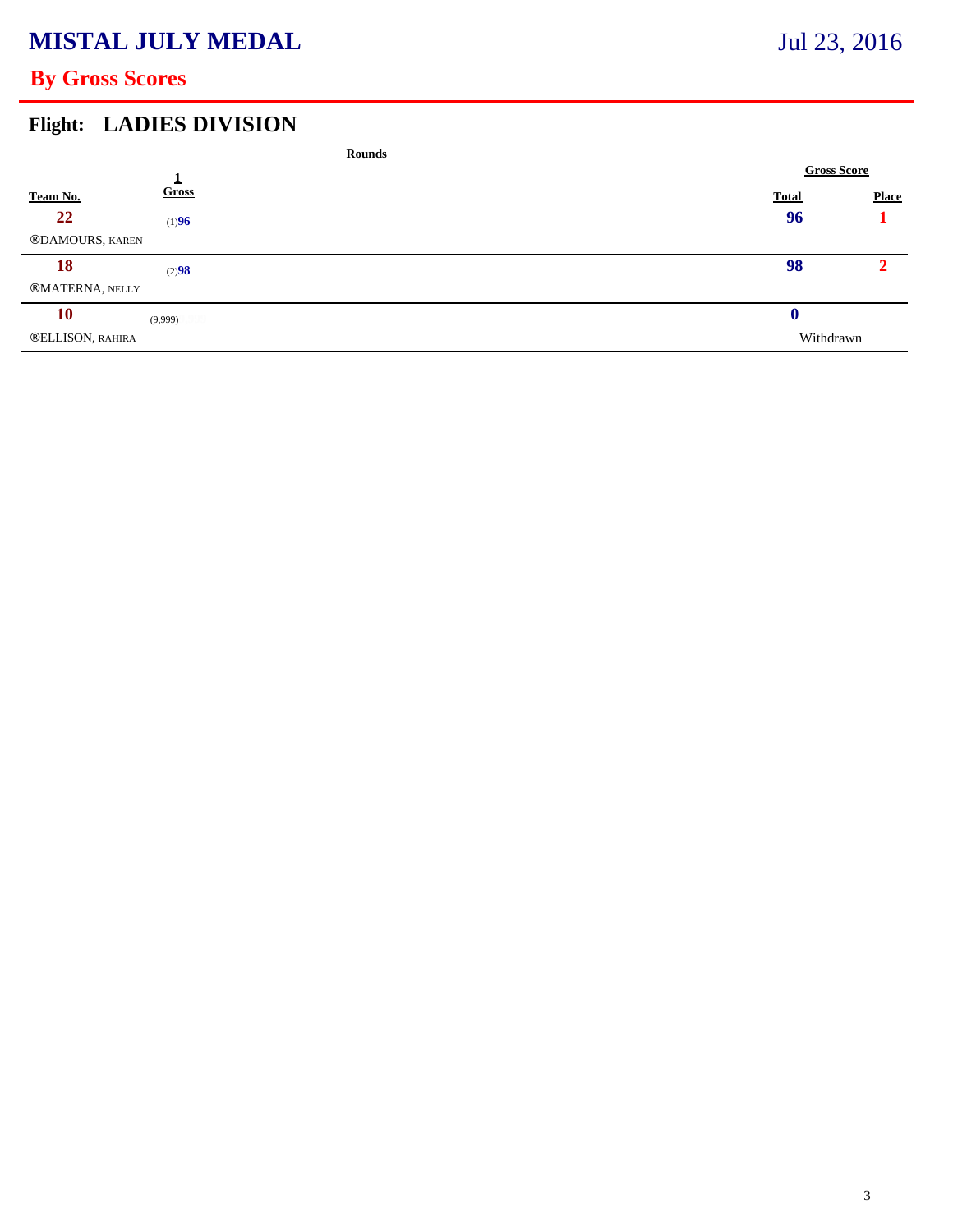# MISTAL JULY MEDAL

Jul 23, 2016

## By Gross Scores

### Flight: LADIES DIVISION

| Team No. | Rounds 1 Gross | Gross Score Total | Place |
|---|---|---|---|
| 22 | (1)96 | 96 | 1 |
| ®DAMOURS, KAREN | | | |
| 18 | (2)98 | 98 | 2 |
| ®MATERNA, NELLY | | | |
| 10 | (9,999) | 0 | |
| ®ELLISON, RAHIRA | | Withdrawn | |